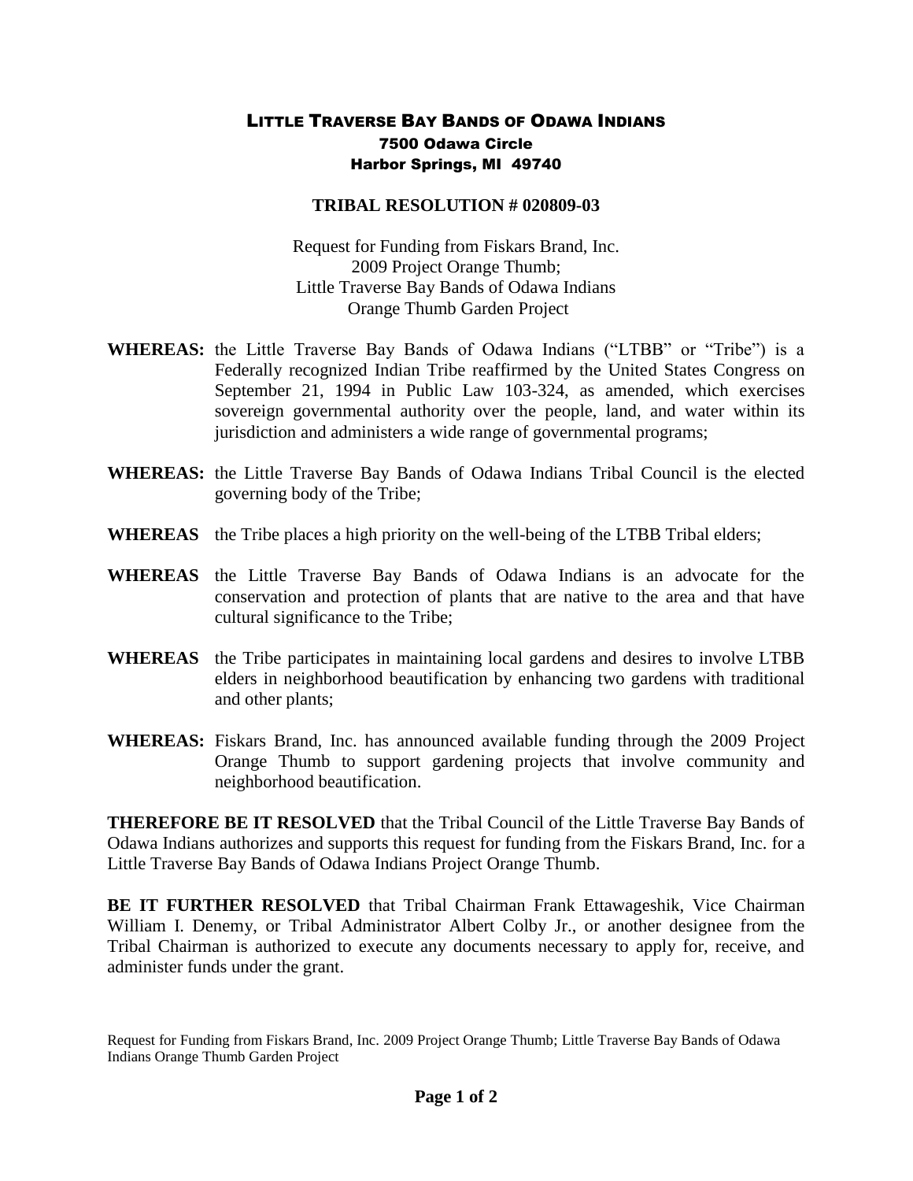# LITTLE TRAVERSE BAY BANDS OF ODAWA INDIANS

**7500 Odawa Circle**
**Harbor Springs, MI 49740**

## TRIBAL RESOLUTION # 020809-03

Request for Funding from Fiskars Brand, Inc.
2009 Project Orange Thumb;
Little Traverse Bay Bands of Odawa Indians
Orange Thumb Garden Project

**WHEREAS:** the Little Traverse Bay Bands of Odawa Indians ("LTBB" or "Tribe") is a Federally recognized Indian Tribe reaffirmed by the United States Congress on September 21, 1994 in Public Law 103-324, as amended, which exercises sovereign governmental authority over the people, land, and water within its jurisdiction and administers a wide range of governmental programs;

**WHEREAS:** the Little Traverse Bay Bands of Odawa Indians Tribal Council is the elected governing body of the Tribe;

**WHEREAS** the Tribe places a high priority on the well-being of the LTBB Tribal elders;

**WHEREAS** the Little Traverse Bay Bands of Odawa Indians is an advocate for the conservation and protection of plants that are native to the area and that have cultural significance to the Tribe;

**WHEREAS** the Tribe participates in maintaining local gardens and desires to involve LTBB elders in neighborhood beautification by enhancing two gardens with traditional and other plants;

**WHEREAS:** Fiskars Brand, Inc. has announced available funding through the 2009 Project Orange Thumb to support gardening projects that involve community and neighborhood beautification.

**THEREFORE BE IT RESOLVED** that the Tribal Council of the Little Traverse Bay Bands of Odawa Indians authorizes and supports this request for funding from the Fiskars Brand, Inc. for a Little Traverse Bay Bands of Odawa Indians Project Orange Thumb.

**BE IT FURTHER RESOLVED** that Tribal Chairman Frank Ettawageshik, Vice Chairman William I. Denemy, or Tribal Administrator Albert Colby Jr., or another designee from the Tribal Chairman is authorized to execute any documents necessary to apply for, receive, and administer funds under the grant.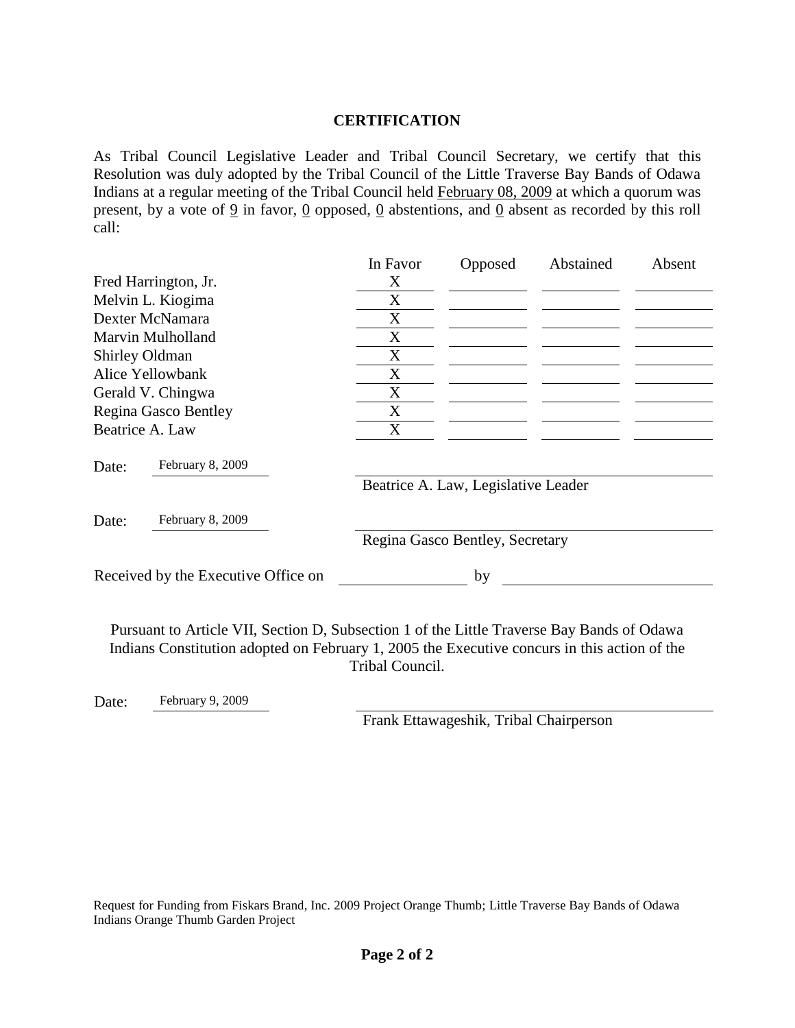## CERTIFICATION

As Tribal Council Legislative Leader and Tribal Council Secretary, we certify that this Resolution was duly adopted by the Tribal Council of the Little Traverse Bay Bands of Odawa Indians at a regular meeting of the Tribal Council held February 08, 2009 at which a quorum was present, by a vote of 9 in favor, 0 opposed, 0 abstentions, and 0 absent as recorded by this roll call:

| | In Favor | Opposed | Abstained | Absent |
|---|---|---|---|---|
| Fred Harrington, Jr. | X | | | |
| Melvin L. Kiogima | X | | | |
| Dexter McNamara | X | | | |
| Marvin Mulholland | X | | | |
| Shirley Oldman | X | | | |
| Alice Yellowbank | X | | | |
| Gerald V. Chingwa | X | | | |
| Regina Gasco Bentley | X | | | |
| Beatrice A. Law | X | | | |

Date: February 8, 2009

Beatrice A. Law, Legislative Leader

Date: February 8, 2009

Regina Gasco Bentley, Secretary

Received by the Executive Office on ________________ by ____________________________

Pursuant to Article VII, Section D, Subsection 1 of the Little Traverse Bay Bands of Odawa Indians Constitution adopted on February 1, 2005 the Executive concurs in this action of the Tribal Council.

Date: February 9, 2009

Frank Ettawageshik, Tribal Chairperson

Request for Funding from Fiskars Brand, Inc. 2009 Project Orange Thumb; Little Traverse Bay Bands of Odawa Indians Orange Thumb Garden Project